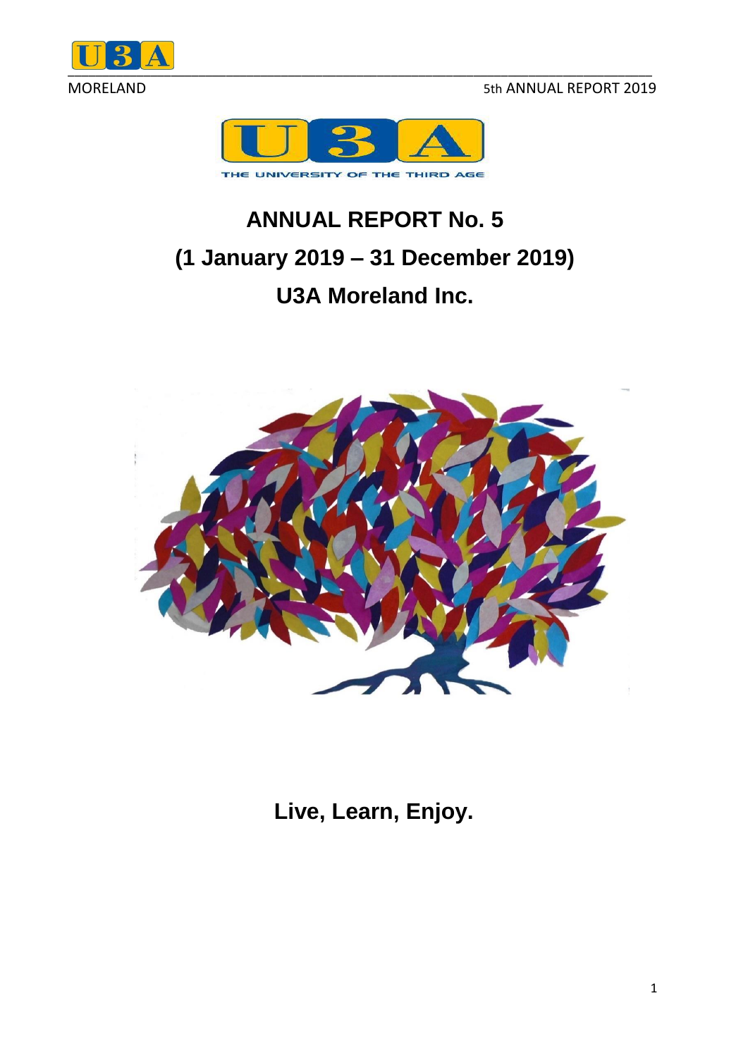THE UNIVERSITY OF THE THIRD AGE

# ANNUAL REPORT No. 5

## (1 January 2019 – 31 December 2019)

## U3A Moreland Inc.

**Live, Learn, Enjoy.**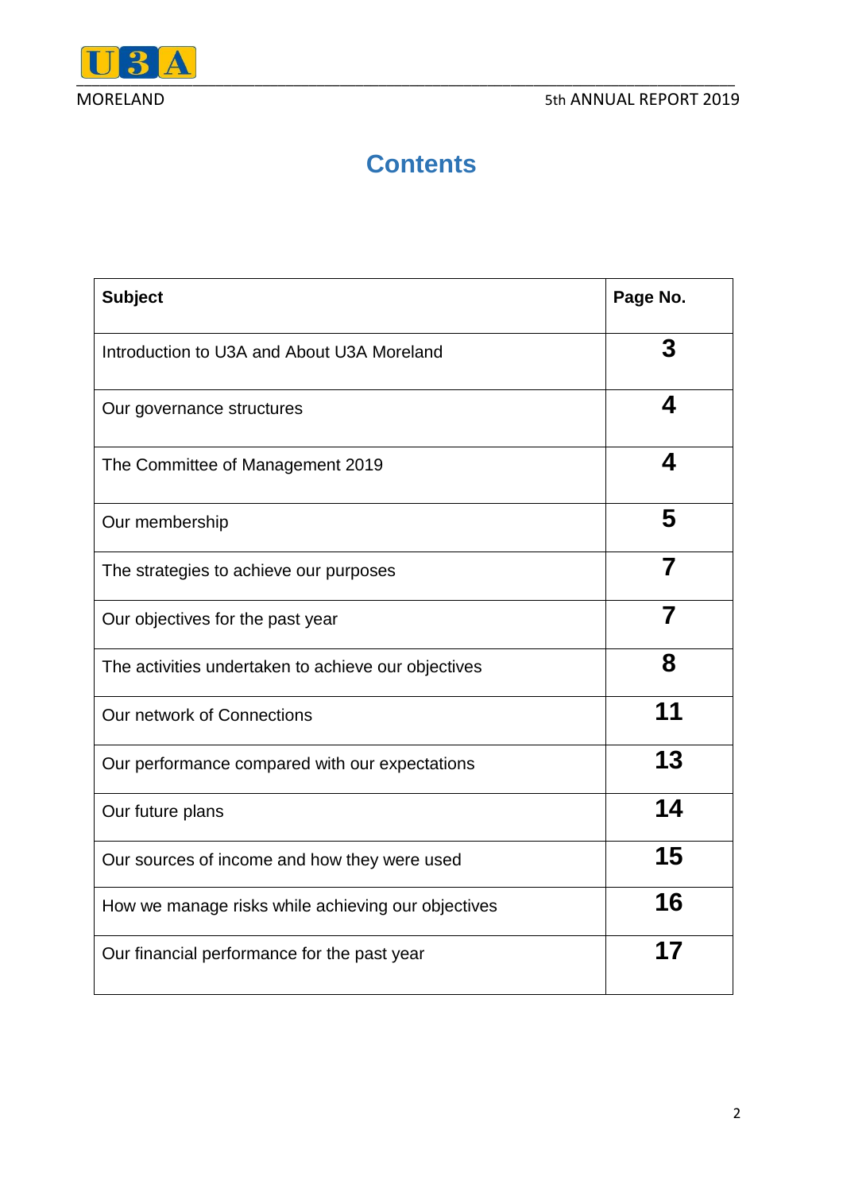# Contents

| Subject | Page No. |
|---|---|
| Introduction to U3A and About U3A Moreland | **3** |
| Our governance structures | **4** |
| The Committee of Management 2019 | **4** |
| Our membership | **5** |
| The strategies to achieve our purposes | **7** |
| Our objectives for the past year | **7** |
| The activities undertaken to achieve our objectives | **8** |
| Our network of Connections | **11** |
| Our performance compared with our expectations | **13** |
| Our future plans | **14** |
| Our sources of income and how they were used | **15** |
| How we manage risks while achieving our objectives | **16** |
| Our financial performance for the past year | **17** |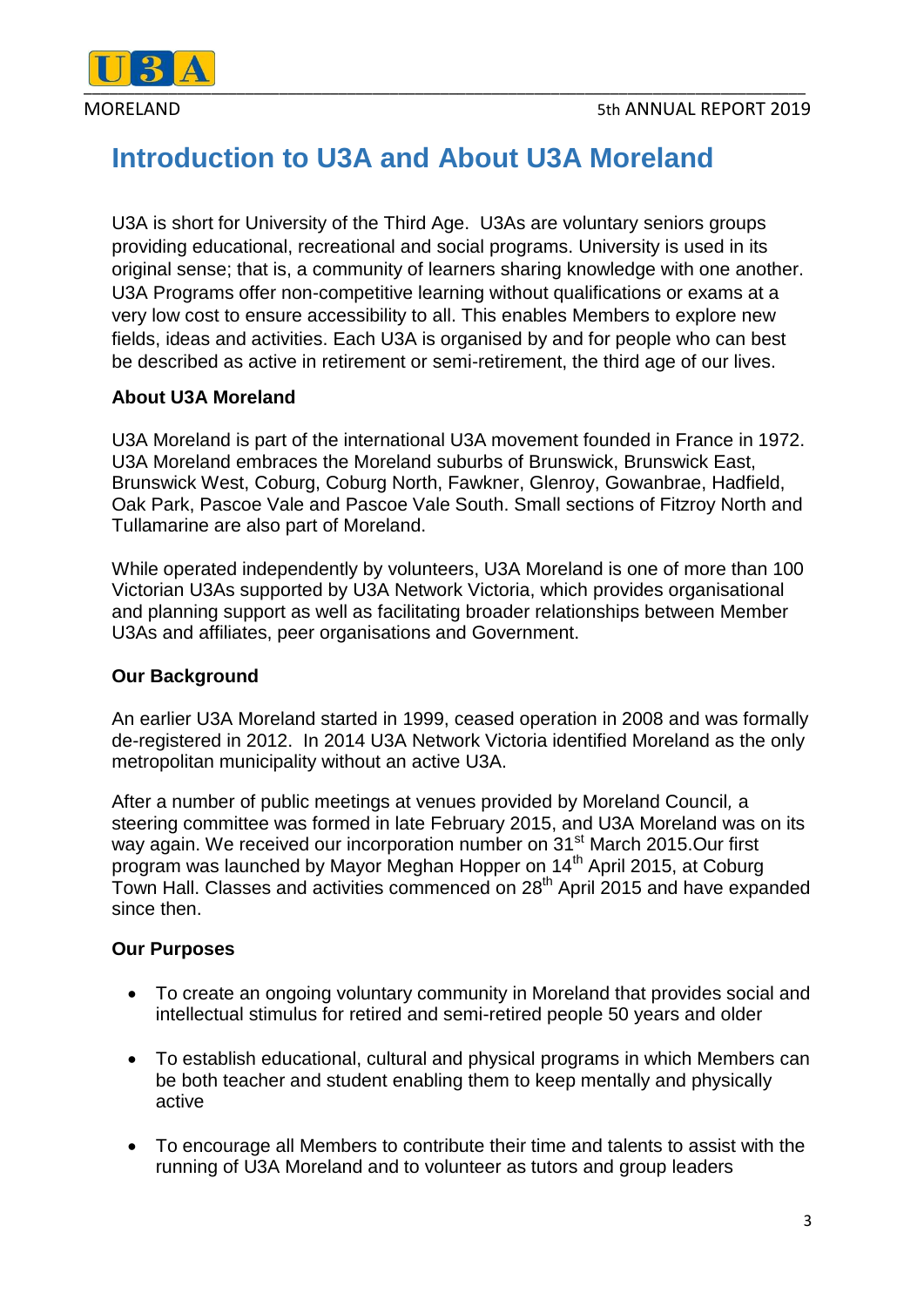# Introduction to U3A and About U3A Moreland

U3A is short for University of the Third Age. U3As are voluntary seniors groups providing educational, recreational and social programs. University is used in its original sense; that is, a community of learners sharing knowledge with one another. U3A Programs offer non-competitive learning without qualifications or exams at a very low cost to ensure accessibility to all. This enables Members to explore new fields, ideas and activities. Each U3A is organised by and for people who can best be described as active in retirement or semi-retirement, the third age of our lives.

**About U3A Moreland**

U3A Moreland is part of the international U3A movement founded in France in 1972. U3A Moreland embraces the Moreland suburbs of Brunswick, Brunswick East, Brunswick West, Coburg, Coburg North, Fawkner, Glenroy, Gowanbrae, Hadfield, Oak Park, Pascoe Vale and Pascoe Vale South. Small sections of Fitzroy North and Tullamarine are also part of Moreland.

While operated independently by volunteers, U3A Moreland is one of more than 100 Victorian U3As supported by U3A Network Victoria, which provides organisational and planning support as well as facilitating broader relationships between Member U3As and affiliates, peer organisations and Government.

**Our Background**

An earlier U3A Moreland started in 1999, ceased operation in 2008 and was formally de-registered in 2012. In 2014 U3A Network Victoria identified Moreland as the only metropolitan municipality without an active U3A.

After a number of public meetings at venues provided by Moreland Council, a steering committee was formed in late February 2015, and U3A Moreland was on its way again. We received our incorporation number on 31st March 2015.Our first program was launched by Mayor Meghan Hopper on 14th April 2015, at Coburg Town Hall. Classes and activities commenced on 28th April 2015 and have expanded since then.

**Our Purposes**

- To create an ongoing voluntary community in Moreland that provides social and intellectual stimulus for retired and semi-retired people 50 years and older
- To establish educational, cultural and physical programs in which Members can be both teacher and student enabling them to keep mentally and physically active
- To encourage all Members to contribute their time and talents to assist with the running of U3A Moreland and to volunteer as tutors and group leaders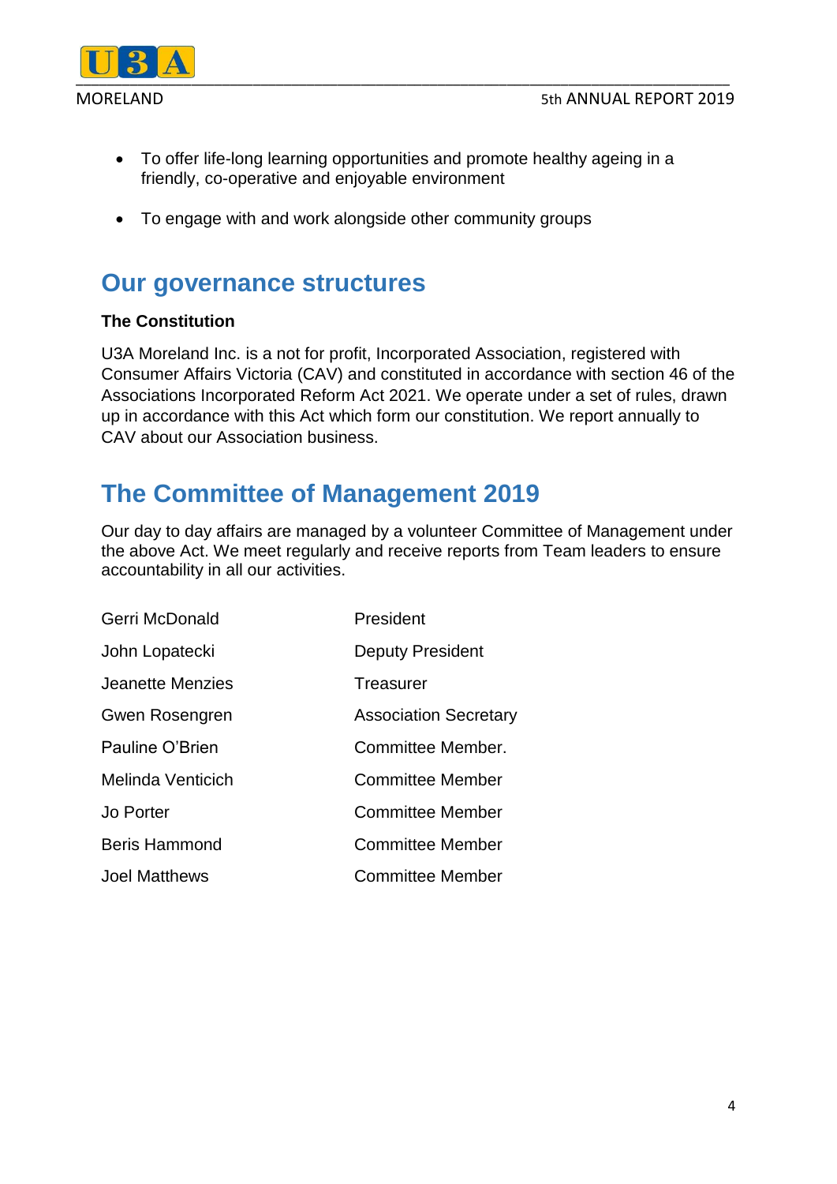- To offer life-long learning opportunities and promote healthy ageing in a friendly, co-operative and enjoyable environment

- To engage with and work alongside other community groups

## Our governance structures

**The Constitution**

U3A Moreland Inc. is a not for profit, Incorporated Association, registered with Consumer Affairs Victoria (CAV) and constituted in accordance with section 46 of the Associations Incorporated Reform Act 2021. We operate under a set of rules, drawn up in accordance with this Act which form our constitution. We report annually to CAV about our Association business.

## The Committee of Management 2019

Our day to day affairs are managed by a volunteer Committee of Management under the above Act. We meet regularly and receive reports from Team leaders to ensure accountability in all our activities.

| | |
|---|---|
| Gerri McDonald | President |
| John Lopatecki | Deputy President |
| Jeanette Menzies | Treasurer |
| Gwen Rosengren | Association Secretary |
| Pauline O'Brien | Committee Member. |
| Melinda Venticich | Committee Member |
| Jo Porter | Committee Member |
| Beris Hammond | Committee Member |
| Joel Matthews | Committee Member |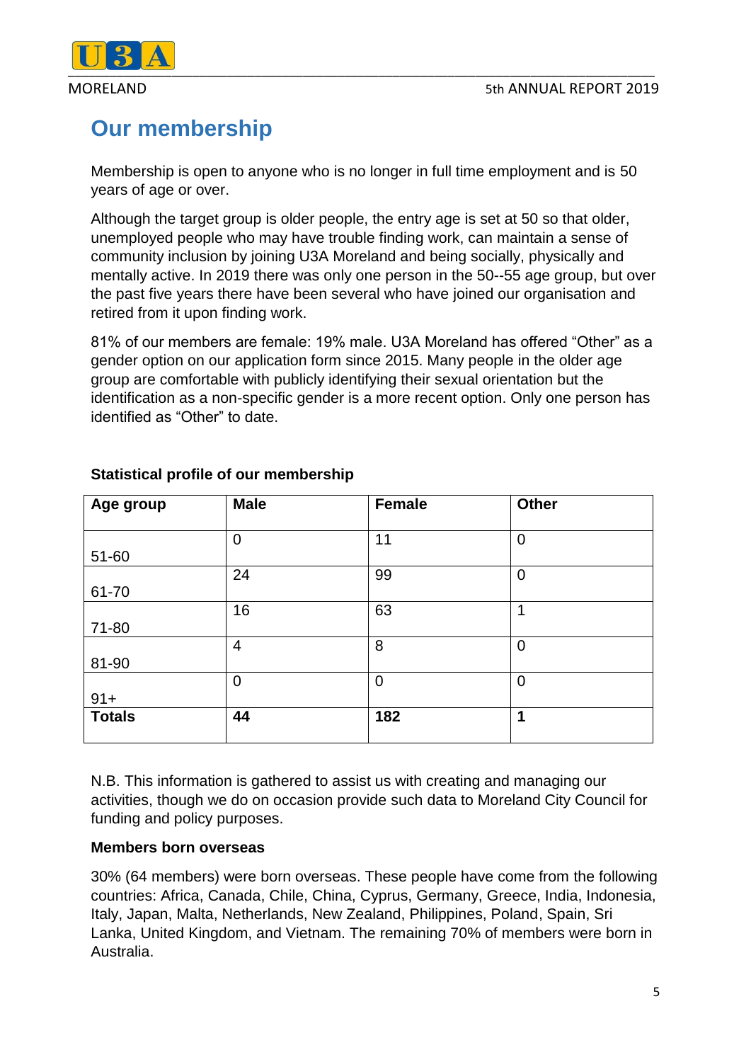# Our membership

Membership is open to anyone who is no longer in full time employment and is 50 years of age or over.

Although the target group is older people, the entry age is set at 50 so that older, unemployed people who may have trouble finding work, can maintain a sense of community inclusion by joining U3A Moreland and being socially, physically and mentally active. In 2019 there was only one person in the 50--55 age group, but over the past five years there have been several who have joined our organisation and retired from it upon finding work.

81% of our members are female: 19% male. U3A Moreland has offered "Other" as a gender option on our application form since 2015. Many people in the older age group are comfortable with publicly identifying their sexual orientation but the identification as a non-specific gender is a more recent option. Only one person has identified as "Other" to date.

**Statistical profile of our membership**

| Age group | Male | Female | Other |
|---|---|---|---|
| 51-60 | 0 | 11 | 0 |
| 61-70 | 24 | 99 | 0 |
| 71-80 | 16 | 63 | 1 |
| 81-90 | 4 | 8 | 0 |
| 91+ | 0 | 0 | 0 |
| **Totals** | **44** | **182** | **1** |

N.B. This information is gathered to assist us with creating and managing our activities, though we do on occasion provide such data to Moreland City Council for funding and policy purposes.

**Members born overseas**

30% (64 members) were born overseas. These people have come from the following countries: Africa, Canada, Chile, China, Cyprus, Germany, Greece, India, Indonesia, Italy, Japan, Malta, Netherlands, New Zealand, Philippines, Poland, Spain, Sri Lanka, United Kingdom, and Vietnam. The remaining 70% of members were born in Australia.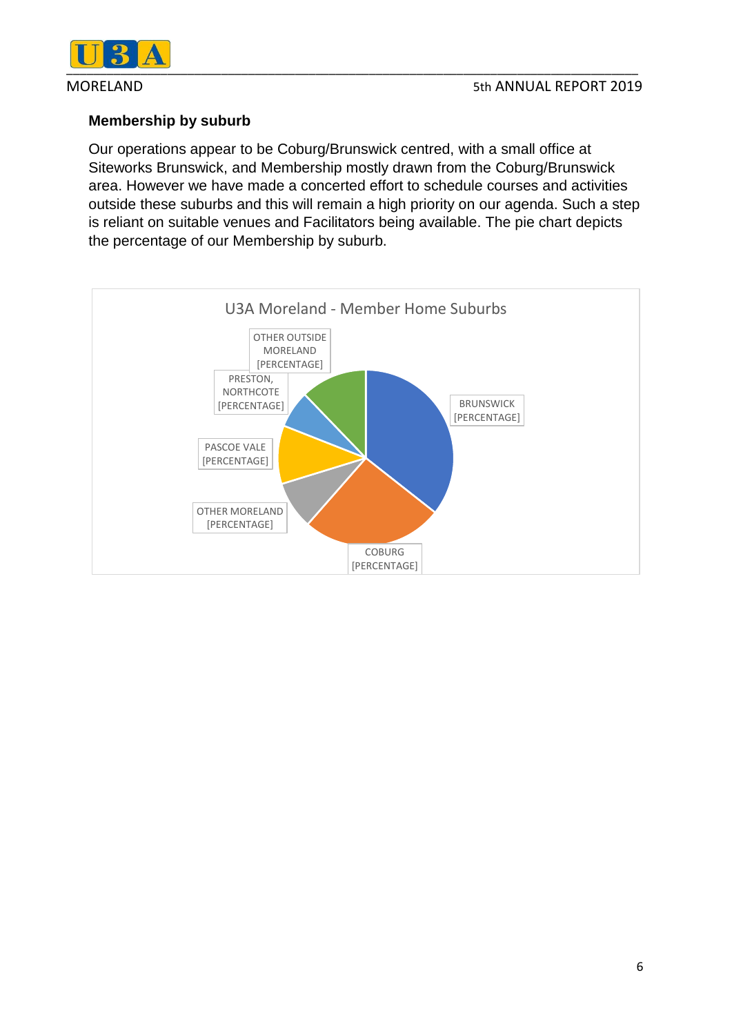### Membership by suburb

Our operations appear to be Coburg/Brunswick centred, with a small office at Siteworks Brunswick, and Membership mostly drawn from the Coburg/Brunswick area. However we have made a concerted effort to schedule courses and activities outside these suburbs and this will remain a high priority on our agenda. Such a step is reliant on suitable venues and Facilitators being available. The pie chart depicts the percentage of our Membership by suburb.

U3A Moreland - Member Home Suburbs

- BRUNSWICK [PERCENTAGE]
- COBURG [PERCENTAGE]
- OTHER MORELAND [PERCENTAGE]
- PASCOE VALE [PERCENTAGE]
- PRESTON, NORTHCOTE [PERCENTAGE]
- OTHER OUTSIDE MORELAND [PERCENTAGE]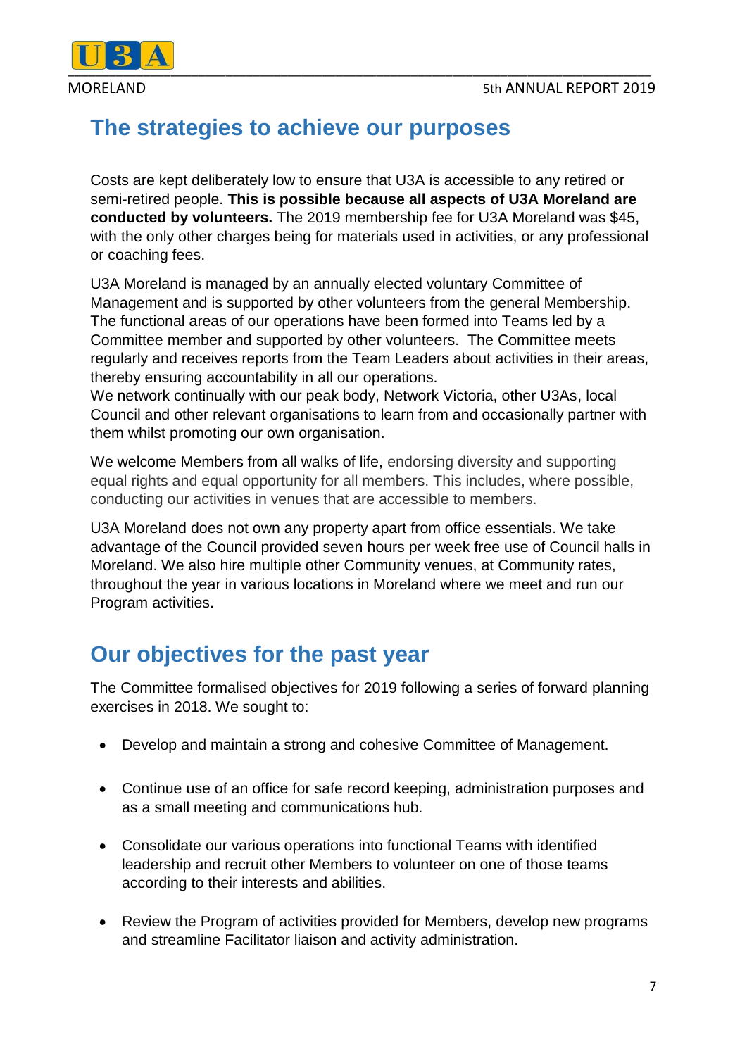## The strategies to achieve our purposes

Costs are kept deliberately low to ensure that U3A is accessible to any retired or semi-retired people. **This is possible because all aspects of U3A Moreland are conducted by volunteers.** The 2019 membership fee for U3A Moreland was $45, with the only other charges being for materials used in activities, or any professional or coaching fees.

U3A Moreland is managed by an annually elected voluntary Committee of Management and is supported by other volunteers from the general Membership. The functional areas of our operations have been formed into Teams led by a Committee member and supported by other volunteers. The Committee meets regularly and receives reports from the Team Leaders about activities in their areas, thereby ensuring accountability in all our operations.
We network continually with our peak body, Network Victoria, other U3As, local Council and other relevant organisations to learn from and occasionally partner with them whilst promoting our own organisation.

We welcome Members from all walks of life, endorsing diversity and supporting equal rights and equal opportunity for all members. This includes, where possible, conducting our activities in venues that are accessible to members.

U3A Moreland does not own any property apart from office essentials. We take advantage of the Council provided seven hours per week free use of Council halls in Moreland. We also hire multiple other Community venues, at Community rates, throughout the year in various locations in Moreland where we meet and run our Program activities.

## Our objectives for the past year

The Committee formalised objectives for 2019 following a series of forward planning exercises in 2018. We sought to:

- Develop and maintain a strong and cohesive Committee of Management.
- Continue use of an office for safe record keeping, administration purposes and as a small meeting and communications hub.
- Consolidate our various operations into functional Teams with identified leadership and recruit other Members to volunteer on one of those teams according to their interests and abilities.
- Review the Program of activities provided for Members, develop new programs and streamline Facilitator liaison and activity administration.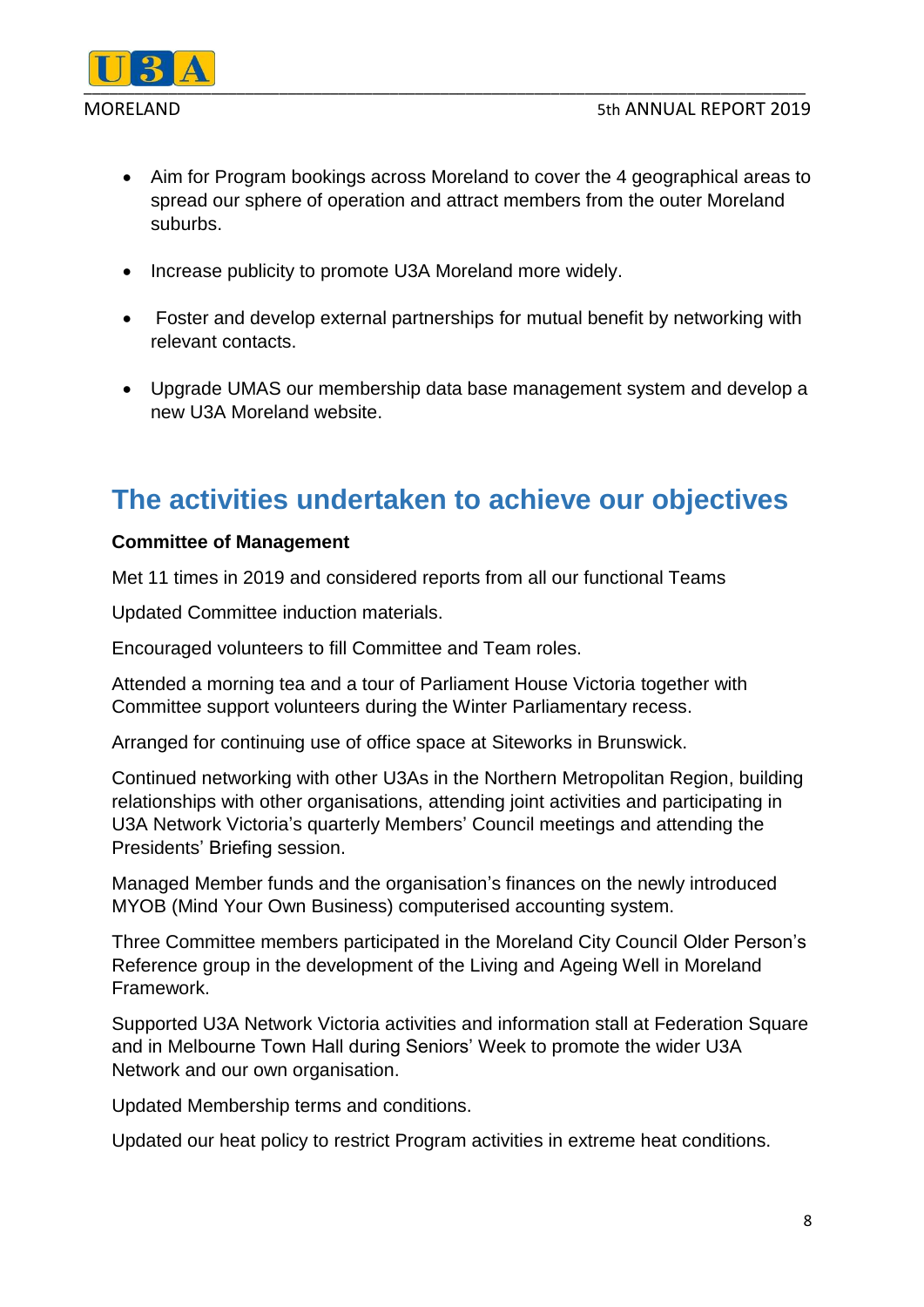- Aim for Program bookings across Moreland to cover the 4 geographical areas to spread our sphere of operation and attract members from the outer Moreland suburbs.
- Increase publicity to promote U3A Moreland more widely.
- Foster and develop external partnerships for mutual benefit by networking with relevant contacts.
- Upgrade UMAS our membership data base management system and develop a new U3A Moreland website.

## The activities undertaken to achieve our objectives

**Committee of Management**

Met 11 times in 2019 and considered reports from all our functional Teams

Updated Committee induction materials.

Encouraged volunteers to fill Committee and Team roles.

Attended a morning tea and a tour of Parliament House Victoria together with Committee support volunteers during the Winter Parliamentary recess.

Arranged for continuing use of office space at Siteworks in Brunswick.

Continued networking with other U3As in the Northern Metropolitan Region, building relationships with other organisations, attending joint activities and participating in U3A Network Victoria's quarterly Members' Council meetings and attending the Presidents' Briefing session.

Managed Member funds and the organisation's finances on the newly introduced MYOB (Mind Your Own Business) computerised accounting system.

Three Committee members participated in the Moreland City Council Older Person's Reference group in the development of the Living and Ageing Well in Moreland Framework.

Supported U3A Network Victoria activities and information stall at Federation Square and in Melbourne Town Hall during Seniors' Week to promote the wider U3A Network and our own organisation.

Updated Membership terms and conditions.

Updated our heat policy to restrict Program activities in extreme heat conditions.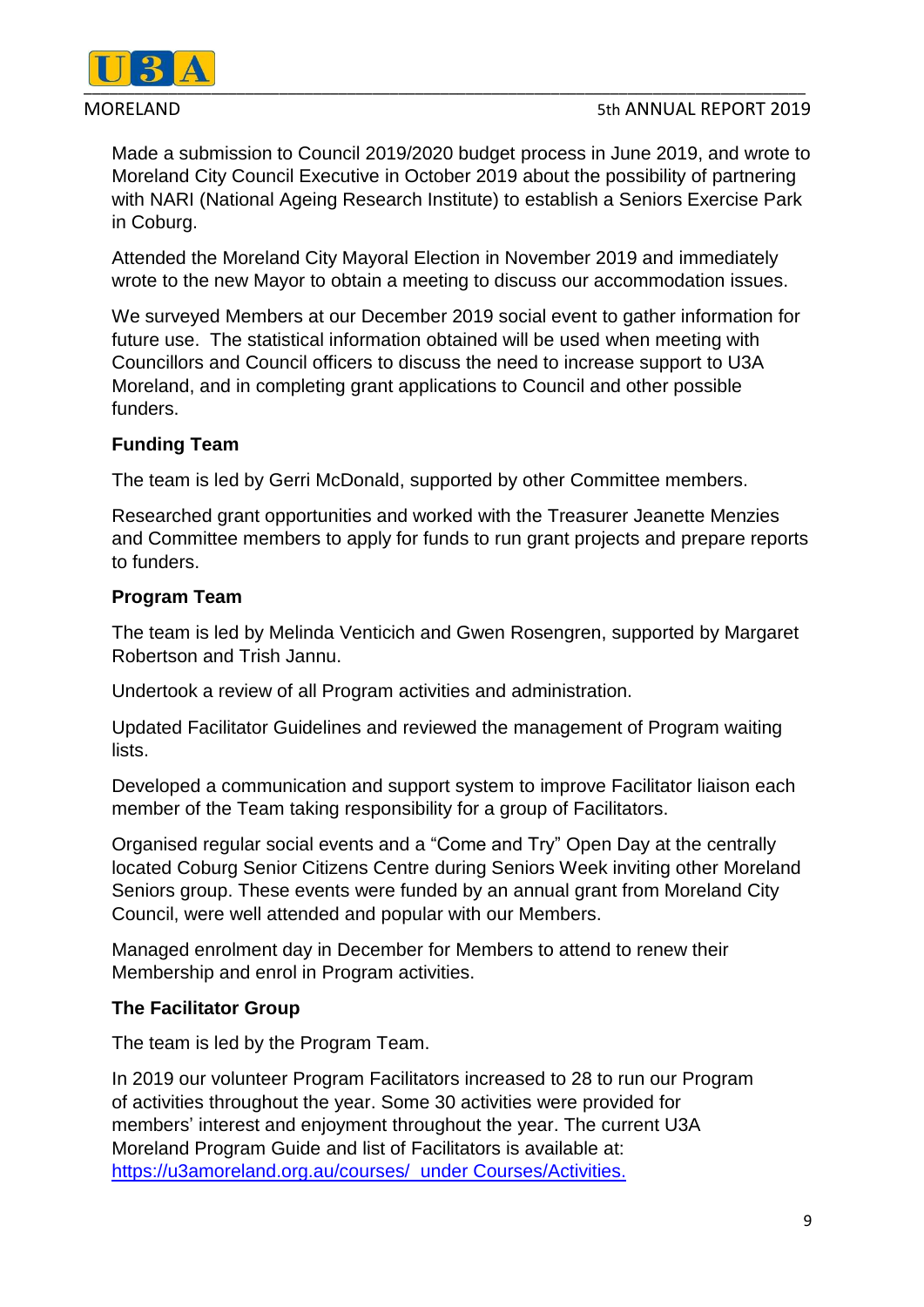Made a submission to Council 2019/2020 budget process in June 2019, and wrote to Moreland City Council Executive in October 2019 about the possibility of partnering with NARI (National Ageing Research Institute) to establish a Seniors Exercise Park in Coburg.

Attended the Moreland City Mayoral Election in November 2019 and immediately wrote to the new Mayor to obtain a meeting to discuss our accommodation issues.

We surveyed Members at our December 2019 social event to gather information for future use. The statistical information obtained will be used when meeting with Councillors and Council officers to discuss the need to increase support to U3A Moreland, and in completing grant applications to Council and other possible funders.

**Funding Team**

The team is led by Gerri McDonald, supported by other Committee members.

Researched grant opportunities and worked with the Treasurer Jeanette Menzies and Committee members to apply for funds to run grant projects and prepare reports to funders.

**Program Team**

The team is led by Melinda Venticich and Gwen Rosengren, supported by Margaret Robertson and Trish Jannu.

Undertook a review of all Program activities and administration.

Updated Facilitator Guidelines and reviewed the management of Program waiting lists.

Developed a communication and support system to improve Facilitator liaison each member of the Team taking responsibility for a group of Facilitators.

Organised regular social events and a "Come and Try" Open Day at the centrally located Coburg Senior Citizens Centre during Seniors Week inviting other Moreland Seniors group. These events were funded by an annual grant from Moreland City Council, were well attended and popular with our Members.

Managed enrolment day in December for Members to attend to renew their Membership and enrol in Program activities.

**The Facilitator Group**

The team is led by the Program Team.

In 2019 our volunteer Program Facilitators increased to 28 to run our Program of activities throughout the year. Some 30 activities were provided for members' interest and enjoyment throughout the year. The current U3A Moreland Program Guide and list of Facilitators is available at: https://u3amoreland.org.au/courses/ under Courses/Activities.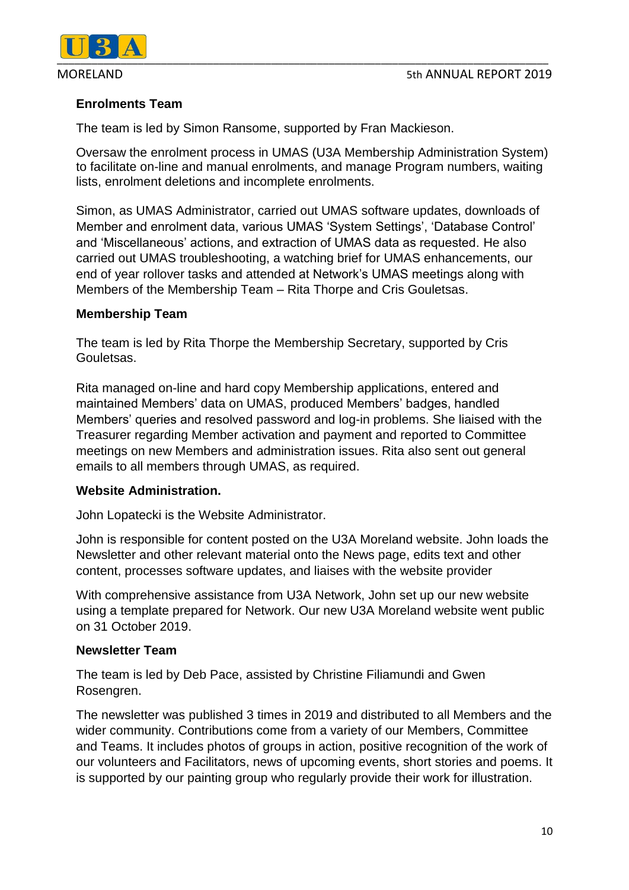**Enrolments Team**

The team is led by Simon Ransome, supported by Fran Mackieson.

Oversaw the enrolment process in UMAS (U3A Membership Administration System) to facilitate on-line and manual enrolments, and manage Program numbers, waiting lists, enrolment deletions and incomplete enrolments.

Simon, as UMAS Administrator, carried out UMAS software updates, downloads of Member and enrolment data, various UMAS 'System Settings', 'Database Control' and 'Miscellaneous' actions, and extraction of UMAS data as requested. He also carried out UMAS troubleshooting, a watching brief for UMAS enhancements, our end of year rollover tasks and attended at Network's UMAS meetings along with Members of the Membership Team – Rita Thorpe and Cris Gouletsas.

**Membership Team**

The team is led by Rita Thorpe the Membership Secretary, supported by Cris Gouletsas.

Rita managed on-line and hard copy Membership applications, entered and maintained Members' data on UMAS, produced Members' badges, handled Members' queries and resolved password and log-in problems. She liaised with the Treasurer regarding Member activation and payment and reported to Committee meetings on new Members and administration issues. Rita also sent out general emails to all members through UMAS, as required.

**Website Administration.**

John Lopatecki is the Website Administrator.

John is responsible for content posted on the U3A Moreland website. John loads the Newsletter and other relevant material onto the News page, edits text and other content, processes software updates, and liaises with the website provider

With comprehensive assistance from U3A Network, John set up our new website using a template prepared for Network. Our new U3A Moreland website went public on 31 October 2019.

**Newsletter Team**

The team is led by Deb Pace, assisted by Christine Filiamundi and Gwen Rosengren.

The newsletter was published 3 times in 2019 and distributed to all Members and the wider community. Contributions come from a variety of our Members, Committee and Teams. It includes photos of groups in action, positive recognition of the work of our volunteers and Facilitators, news of upcoming events, short stories and poems. It is supported by our painting group who regularly provide their work for illustration.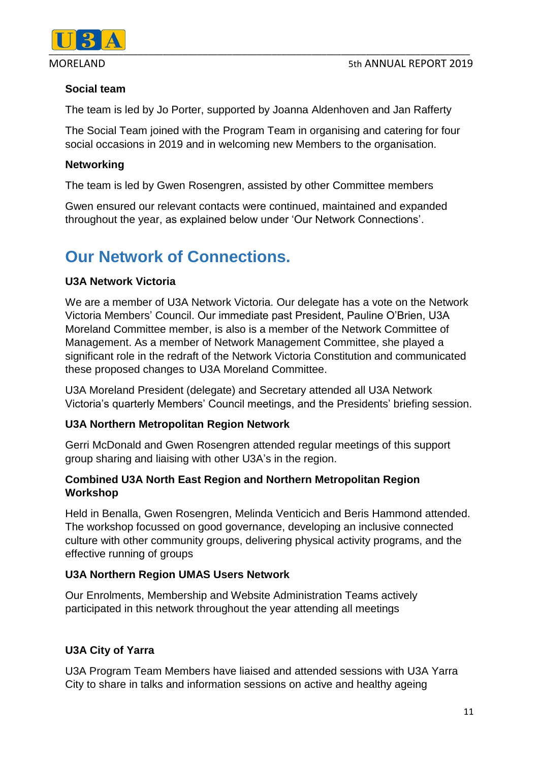**Social team**

The team is led by Jo Porter, supported by Joanna Aldenhoven and Jan Rafferty

The Social Team joined with the Program Team in organising and catering for four social occasions in 2019 and in welcoming new Members to the organisation.

**Networking**

The team is led by Gwen Rosengren, assisted by other Committee members

Gwen ensured our relevant contacts were continued, maintained and expanded throughout the year, as explained below under 'Our Network Connections'.

## Our Network of Connections.

**U3A Network Victoria**

We are a member of U3A Network Victoria. Our delegate has a vote on the Network Victoria Members' Council. Our immediate past President, Pauline O'Brien, U3A Moreland Committee member, is also is a member of the Network Committee of Management. As a member of Network Management Committee, she played a significant role in the redraft of the Network Victoria Constitution and communicated these proposed changes to U3A Moreland Committee.

U3A Moreland President (delegate) and Secretary attended all U3A Network Victoria's quarterly Members' Council meetings, and the Presidents' briefing session.

**U3A Northern Metropolitan Region Network**

Gerri McDonald and Gwen Rosengren attended regular meetings of this support group sharing and liaising with other U3A's in the region.

**Combined U3A North East Region and Northern Metropolitan Region Workshop**

Held in Benalla, Gwen Rosengren, Melinda Venticich and Beris Hammond attended. The workshop focussed on good governance, developing an inclusive connected culture with other community groups, delivering physical activity programs, and the effective running of groups

**U3A Northern Region UMAS Users Network**

Our Enrolments, Membership and Website Administration Teams actively participated in this network throughout the year attending all meetings

**U3A City of Yarra**

U3A Program Team Members have liaised and attended sessions with U3A Yarra City to share in talks and information sessions on active and healthy ageing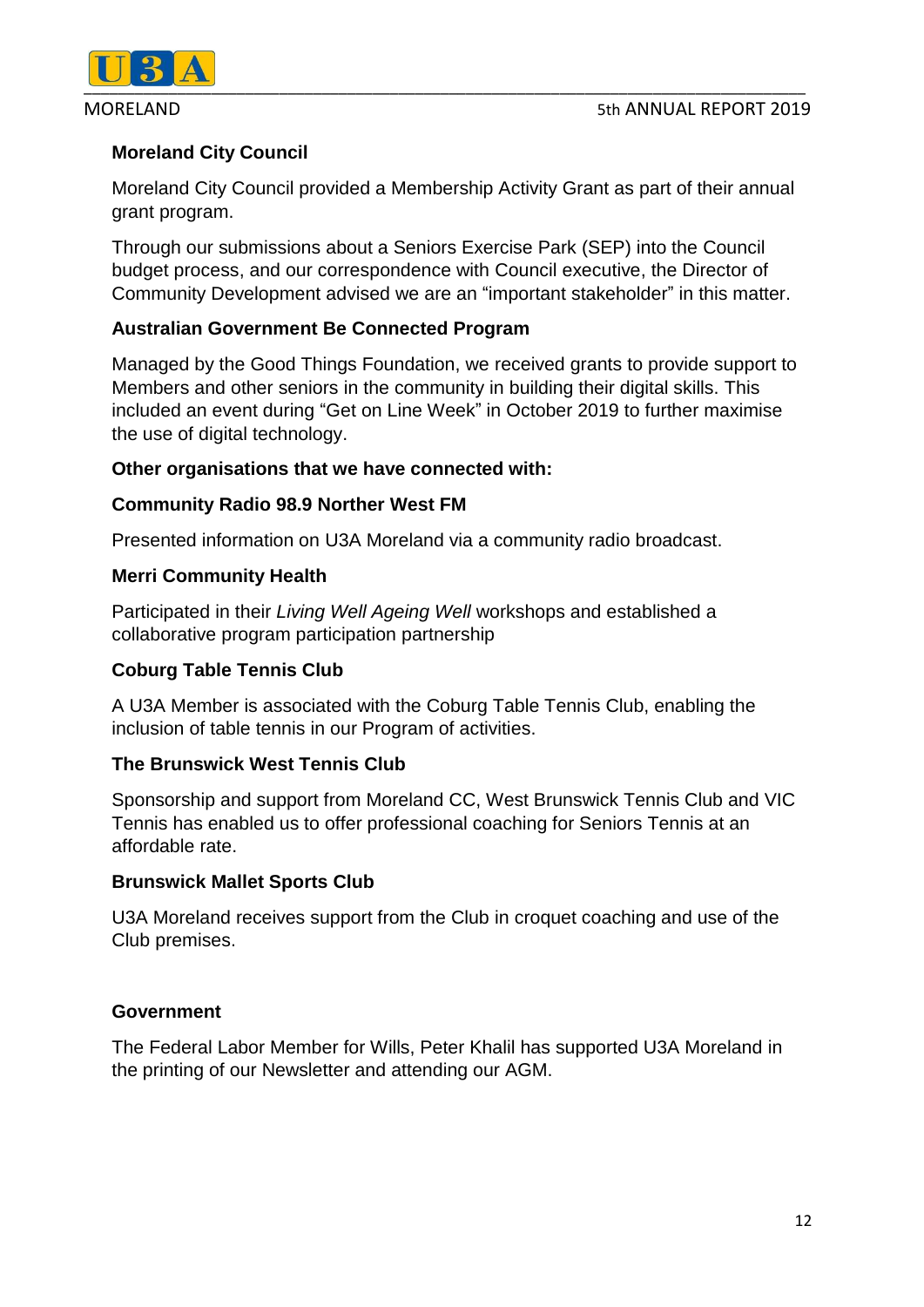**Moreland City Council**

Moreland City Council provided a Membership Activity Grant as part of their annual grant program.

Through our submissions about a Seniors Exercise Park (SEP) into the Council budget process, and our correspondence with Council executive, the Director of Community Development advised we are an "important stakeholder" in this matter.

**Australian Government Be Connected Program**

Managed by the Good Things Foundation, we received grants to provide support to Members and other seniors in the community in building their digital skills. This included an event during "Get on Line Week" in October 2019 to further maximise the use of digital technology.

**Other organisations that we have connected with:**

**Community Radio 98.9 Norther West FM**

Presented information on U3A Moreland via a community radio broadcast.

**Merri Community Health**

Participated in their *Living Well Ageing Well* workshops and established a collaborative program participation partnership

**Coburg Table Tennis Club**

A U3A Member is associated with the Coburg Table Tennis Club, enabling the inclusion of table tennis in our Program of activities.

**The Brunswick West Tennis Club**

Sponsorship and support from Moreland CC, West Brunswick Tennis Club and VIC Tennis has enabled us to offer professional coaching for Seniors Tennis at an affordable rate.

**Brunswick Mallet Sports Club**

U3A Moreland receives support from the Club in croquet coaching and use of the Club premises.

**Government**

The Federal Labor Member for Wills, Peter Khalil has supported U3A Moreland in the printing of our Newsletter and attending our AGM.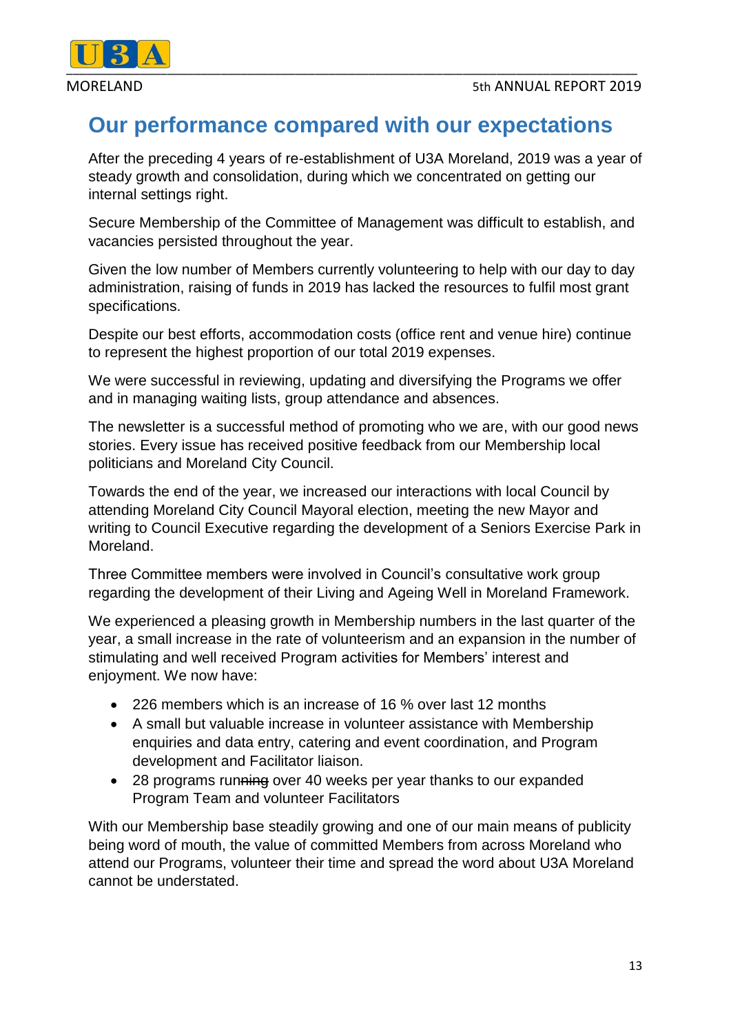# Our performance compared with our expectations

After the preceding 4 years of re-establishment of U3A Moreland, 2019 was a year of steady growth and consolidation, during which we concentrated on getting our internal settings right.

Secure Membership of the Committee of Management was difficult to establish, and vacancies persisted throughout the year.

Given the low number of Members currently volunteering to help with our day to day administration, raising of funds in 2019 has lacked the resources to fulfil most grant specifications.

Despite our best efforts, accommodation costs (office rent and venue hire) continue to represent the highest proportion of our total 2019 expenses.

We were successful in reviewing, updating and diversifying the Programs we offer and in managing waiting lists, group attendance and absences.

The newsletter is a successful method of promoting who we are, with our good news stories. Every issue has received positive feedback from our Membership local politicians and Moreland City Council.

Towards the end of the year, we increased our interactions with local Council by attending Moreland City Council Mayoral election, meeting the new Mayor and writing to Council Executive regarding the development of a Seniors Exercise Park in Moreland.

Three Committee members were involved in Council's consultative work group regarding the development of their Living and Ageing Well in Moreland Framework.

We experienced a pleasing growth in Membership numbers in the last quarter of the year, a small increase in the rate of volunteerism and an expansion in the number of stimulating and well received Program activities for Members' interest and enjoyment. We now have:

- 226 members which is an increase of 16 % over last 12 months
- A small but valuable increase in volunteer assistance with Membership enquiries and data entry, catering and event coordination, and Program development and Facilitator liaison.
- 28 programs run~~ning~~ over 40 weeks per year thanks to our expanded Program Team and volunteer Facilitators

With our Membership base steadily growing and one of our main means of publicity being word of mouth, the value of committed Members from across Moreland who attend our Programs, volunteer their time and spread the word about U3A Moreland cannot be understated.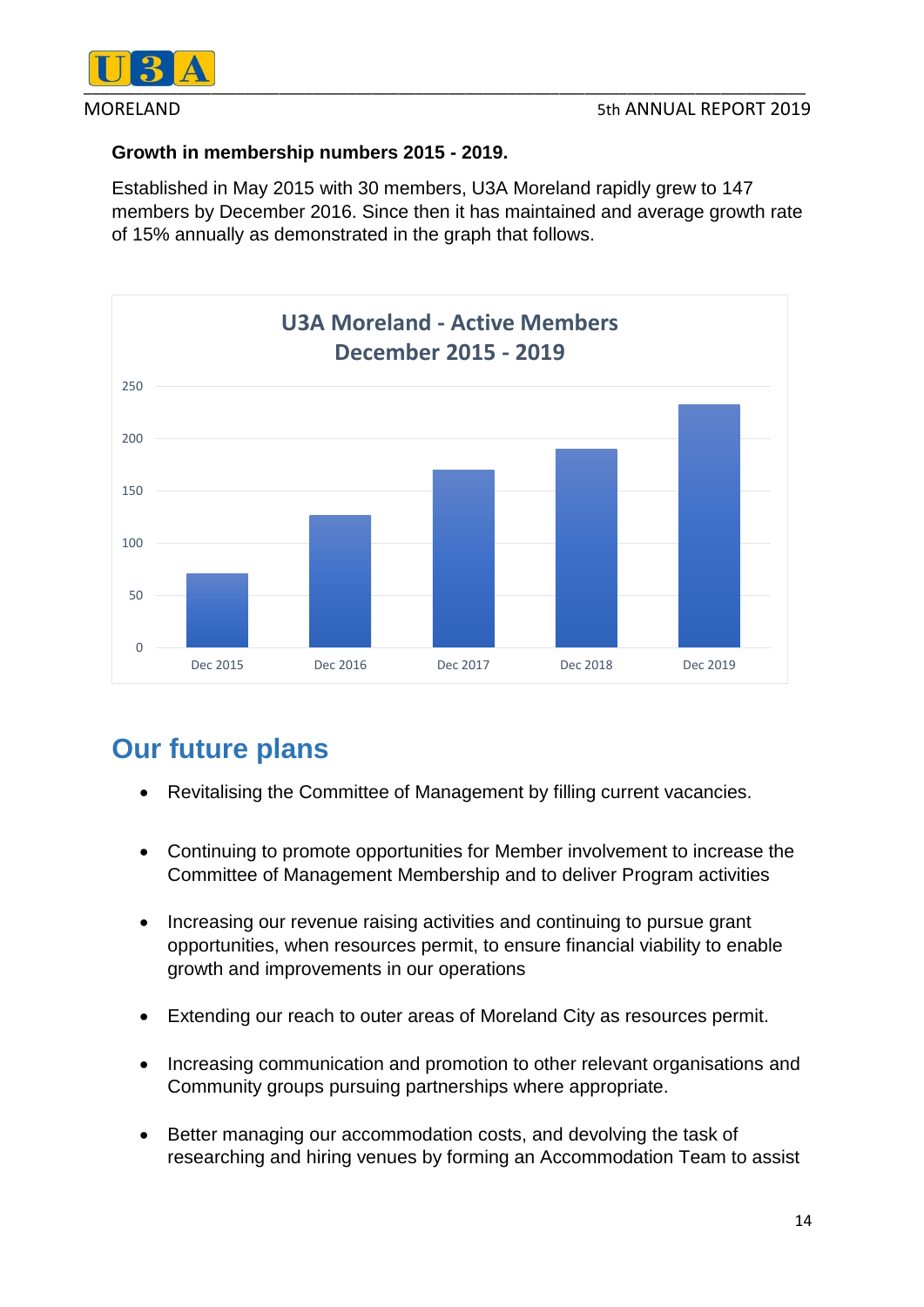**Growth in membership numbers 2015 - 2019.**

Established in May 2015 with 30 members, U3A Moreland rapidly grew to 147 members by December 2016. Since then it has maintained and average growth rate of 15% annually as demonstrated in the graph that follows.

**U3A Moreland - Active Members December 2015 - 2019**

## Our future plans

- Revitalising the Committee of Management by filling current vacancies.
- Continuing to promote opportunities for Member involvement to increase the Committee of Management Membership and to deliver Program activities
- Increasing our revenue raising activities and continuing to pursue grant opportunities, when resources permit, to ensure financial viability to enable growth and improvements in our operations
- Extending our reach to outer areas of Moreland City as resources permit.
- Increasing communication and promotion to other relevant organisations and Community groups pursuing partnerships where appropriate.
- Better managing our accommodation costs, and devolving the task of researching and hiring venues by forming an Accommodation Team to assist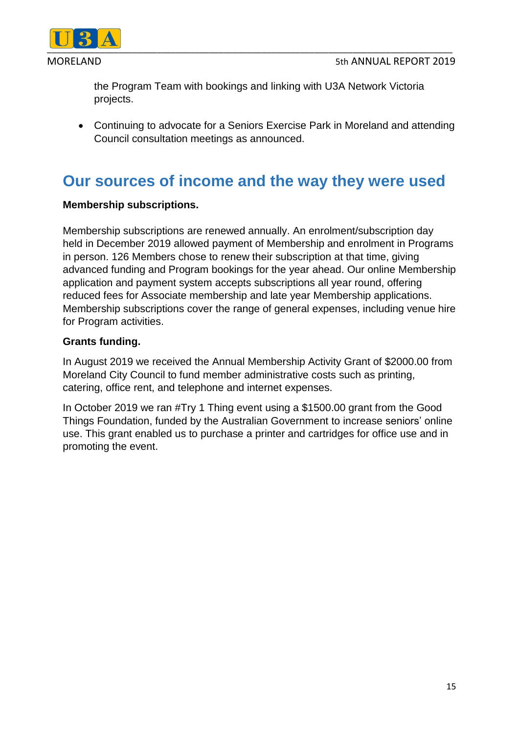the Program Team with bookings and linking with U3A Network Victoria projects.

- Continuing to advocate for a Seniors Exercise Park in Moreland and attending Council consultation meetings as announced.

## Our sources of income and the way they were used

**Membership subscriptions.**

Membership subscriptions are renewed annually. An enrolment/subscription day held in December 2019 allowed payment of Membership and enrolment in Programs in person. 126 Members chose to renew their subscription at that time, giving advanced funding and Program bookings for the year ahead. Our online Membership application and payment system accepts subscriptions all year round, offering reduced fees for Associate membership and late year Membership applications. Membership subscriptions cover the range of general expenses, including venue hire for Program activities.

**Grants funding.**

In August 2019 we received the Annual Membership Activity Grant of $2000.00 from Moreland City Council to fund member administrative costs such as printing, catering, office rent, and telephone and internet expenses.

In October 2019 we ran #Try 1 Thing event using a $1500.00 grant from the Good Things Foundation, funded by the Australian Government to increase seniors' online use. This grant enabled us to purchase a printer and cartridges for office use and in promoting the event.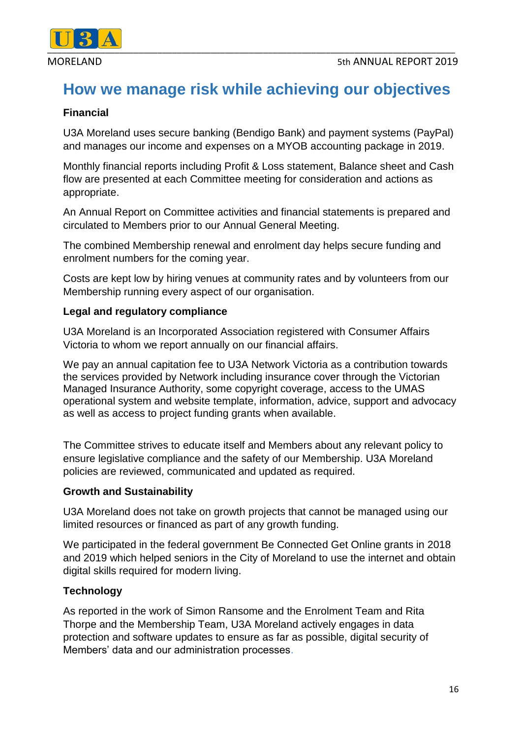# How we manage risk while achieving our objectives

**Financial**

U3A Moreland uses secure banking (Bendigo Bank) and payment systems (PayPal) and manages our income and expenses on a MYOB accounting package in 2019.

Monthly financial reports including Profit & Loss statement, Balance sheet and Cash flow are presented at each Committee meeting for consideration and actions as appropriate.

An Annual Report on Committee activities and financial statements is prepared and circulated to Members prior to our Annual General Meeting.

The combined Membership renewal and enrolment day helps secure funding and enrolment numbers for the coming year.

Costs are kept low by hiring venues at community rates and by volunteers from our Membership running every aspect of our organisation.

**Legal and regulatory compliance**

U3A Moreland is an Incorporated Association registered with Consumer Affairs Victoria to whom we report annually on our financial affairs.

We pay an annual capitation fee to U3A Network Victoria as a contribution towards the services provided by Network including insurance cover through the Victorian Managed Insurance Authority, some copyright coverage, access to the UMAS operational system and website template, information, advice, support and advocacy as well as access to project funding grants when available.

The Committee strives to educate itself and Members about any relevant policy to ensure legislative compliance and the safety of our Membership. U3A Moreland policies are reviewed, communicated and updated as required.

**Growth and Sustainability**

U3A Moreland does not take on growth projects that cannot be managed using our limited resources or financed as part of any growth funding.

We participated in the federal government Be Connected Get Online grants in 2018 and 2019 which helped seniors in the City of Moreland to use the internet and obtain digital skills required for modern living.

**Technology**

As reported in the work of Simon Ransome and the Enrolment Team and Rita Thorpe and the Membership Team, U3A Moreland actively engages in data protection and software updates to ensure as far as possible, digital security of Members' data and our administration processes.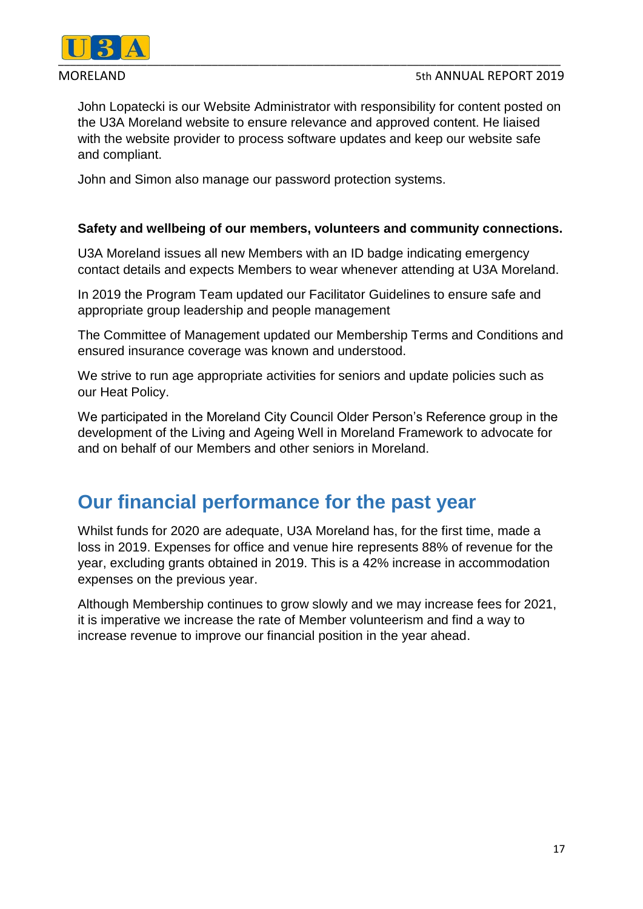John Lopatecki is our Website Administrator with responsibility for content posted on the U3A Moreland website to ensure relevance and approved content. He liaised with the website provider to process software updates and keep our website safe and compliant.

John and Simon also manage our password protection systems.

**Safety and wellbeing of our members, volunteers and community connections.**

U3A Moreland issues all new Members with an ID badge indicating emergency contact details and expects Members to wear whenever attending at U3A Moreland.

In 2019 the Program Team updated our Facilitator Guidelines to ensure safe and appropriate group leadership and people management

The Committee of Management updated our Membership Terms and Conditions and ensured insurance coverage was known and understood.

We strive to run age appropriate activities for seniors and update policies such as our Heat Policy.

We participated in the Moreland City Council Older Person's Reference group in the development of the Living and Ageing Well in Moreland Framework to advocate for and on behalf of our Members and other seniors in Moreland.

## Our financial performance for the past year

Whilst funds for 2020 are adequate, U3A Moreland has, for the first time, made a loss in 2019. Expenses for office and venue hire represents 88% of revenue for the year, excluding grants obtained in 2019. This is a 42% increase in accommodation expenses on the previous year.

Although Membership continues to grow slowly and we may increase fees for 2021, it is imperative we increase the rate of Member volunteerism and find a way to increase revenue to improve our financial position in the year ahead.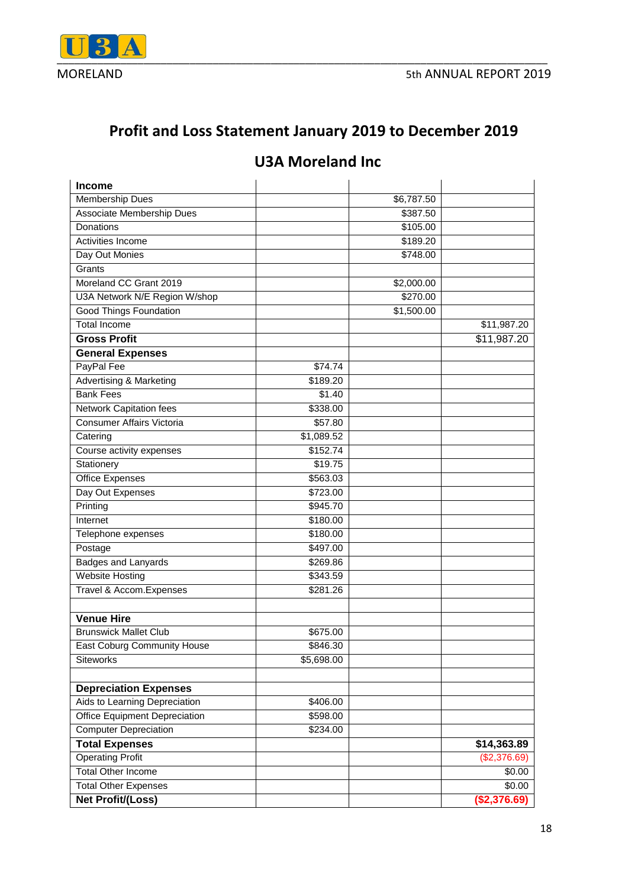# Profit and Loss Statement January 2019 to December 2019

## U3A Moreland Inc

| **Income** | | | |
|---|---|---|---|
| Membership Dues | | $6,787.50 | |
| Associate Membership Dues | | $387.50 | |
| Donations | | $105.00 | |
| Activities Income | | $189.20 | |
| Day Out Monies | | $748.00 | |
| Grants | | | |
| Moreland CC Grant 2019 | | $2,000.00 | |
| U3A Network N/E Region W/shop | | $270.00 | |
| Good Things Foundation | | $1,500.00 | |
| Total Income | | | $11,987.20 |
| **Gross Profit** | | | $11,987.20 |
| **General Expenses** | | | |
| PayPal Fee | $74.74 | | |
| Advertising & Marketing | $189.20 | | |
| Bank Fees | $1.40 | | |
| Network Capitation fees | $338.00 | | |
| Consumer Affairs Victoria | $57.80 | | |
| Catering | $1,089.52 | | |
| Course activity expenses | $152.74 | | |
| Stationery | $19.75 | | |
| Office Expenses | $563.03 | | |
| Day Out Expenses | $723.00 | | |
| Printing | $945.70 | | |
| Internet | $180.00 | | |
| Telephone expenses | $180.00 | | |
| Postage | $497.00 | | |
| Badges and Lanyards | $269.86 | | |
| Website Hosting | $343.59 | | |
| Travel & Accom.Expenses | $281.26 | | |
| | | | |
| **Venue Hire** | | | |
| Brunswick Mallet Club | $675.00 | | |
| East Coburg Community House | $846.30 | | |
| Siteworks | $5,698.00 | | |
| | | | |
| **Depreciation Expenses** | | | |
| Aids to Learning Depreciation | $406.00 | | |
| Office Equipment Depreciation | $598.00 | | |
| Computer Depreciation | $234.00 | | |
| **Total Expenses** | | | **$14,363.89** |
| Operating Profit | | | ($2,376.69) |
| Total Other Income | | | $0.00 |
| Total Other Expenses | | | $0.00 |
| **Net Profit/(Loss)** | | | **($2,376.69)** |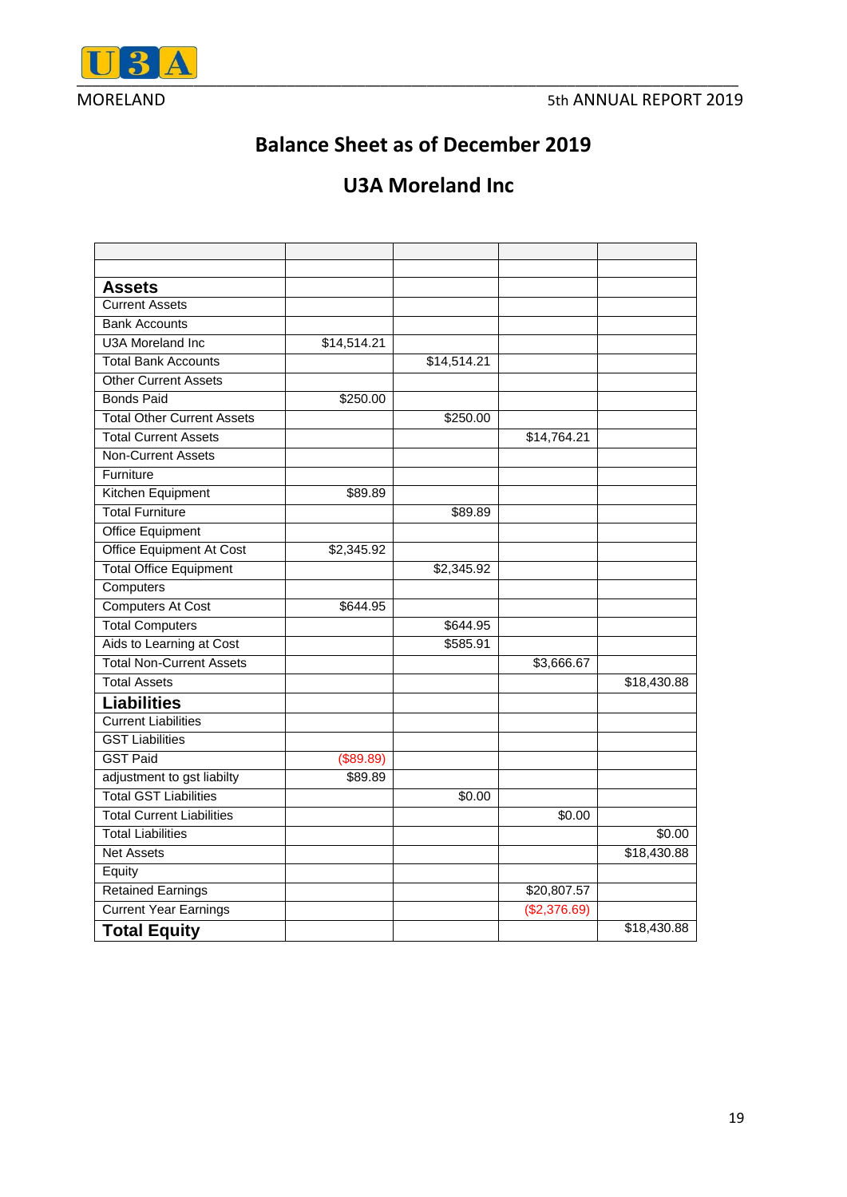## Balance Sheet as of December 2019

## U3A Moreland Inc

| | | | | |
|---|---|---|---|---|
| | | | | |
| **Assets** | | | | |
| Current Assets | | | | |
| Bank Accounts | | | | |
| U3A Moreland Inc | $14,514.21 | | | |
| Total Bank Accounts | | $14,514.21 | | |
| Other Current Assets | | | | |
| Bonds Paid | $250.00 | | | |
| Total Other Current Assets | | $250.00 | | |
| Total Current Assets | | | $14,764.21 | |
| Non-Current Assets | | | | |
| Furniture | | | | |
| Kitchen Equipment | $89.89 | | | |
| Total Furniture | | $89.89 | | |
| Office Equipment | | | | |
| Office Equipment At Cost | $2,345.92 | | | |
| Total Office Equipment | | $2,345.92 | | |
| Computers | | | | |
| Computers At Cost | $644.95 | | | |
| Total Computers | | $644.95 | | |
| Aids to Learning at Cost | | $585.91 | | |
| Total Non-Current Assets | | | $3,666.67 | |
| Total Assets | | | | $18,430.88 |
| **Liabilities** | | | | |
| Current Liabilities | | | | |
| GST Liabilities | | | | |
| GST Paid | ($89.89) | | | |
| adjustment to gst liabilty | $89.89 | | | |
| Total GST Liabilities | | $0.00 | | |
| Total Current Liabilities | | | $0.00 | |
| Total Liabilities | | | | $0.00 |
| Net Assets | | | | $18,430.88 |
| Equity | | | | |
| Retained Earnings | | | $20,807.57 | |
| Current Year Earnings | | | ($2,376.69) | |
| **Total Equity** | | | | $18,430.88 |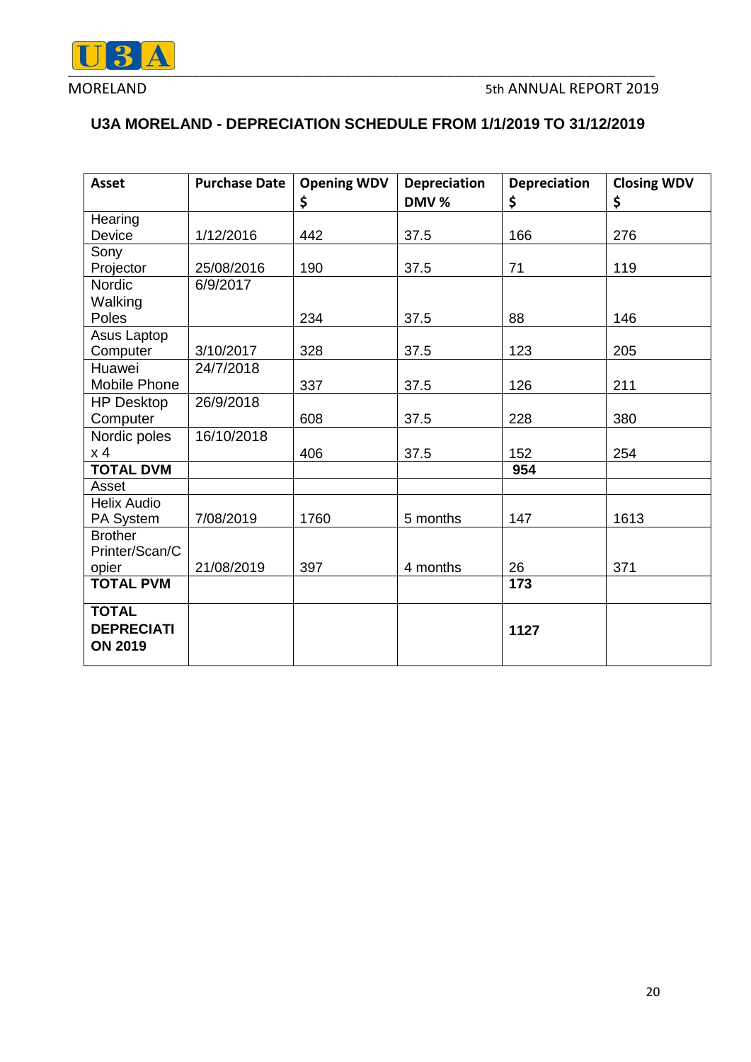## U3A MORELAND - DEPRECIATION SCHEDULE FROM 1/1/2019 TO 31/12/2019

| Asset | Purchase Date | Opening WDV $ | Depreciation DMV % | Depreciation $ | Closing WDV $ |
|---|---|---|---|---|---|
| Hearing Device | 1/12/2016 | 442 | 37.5 | 166 | 276 |
| Sony Projector | 25/08/2016 | 190 | 37.5 | 71 | 119 |
| Nordic Walking Poles | 6/9/2017 | 234 | 37.5 | 88 | 146 |
| Asus Laptop Computer | 3/10/2017 | 328 | 37.5 | 123 | 205 |
| Huawei Mobile Phone | 24/7/2018 | 337 | 37.5 | 126 | 211 |
| HP Desktop Computer | 26/9/2018 | 608 | 37.5 | 228 | 380 |
| Nordic poles x 4 | 16/10/2018 | 406 | 37.5 | 152 | 254 |
| **TOTAL DVM** | | | | **954** | |
| Asset | | | | | |
| Helix Audio PA System | 7/08/2019 | 1760 | 5 months | 147 | 1613 |
| Brother Printer/Scan/Copier | 21/08/2019 | 397 | 4 months | 26 | 371 |
| **TOTAL PVM** | | | | **173** | |
| **TOTAL DEPRECIATION 2019** | | | | **1127** | |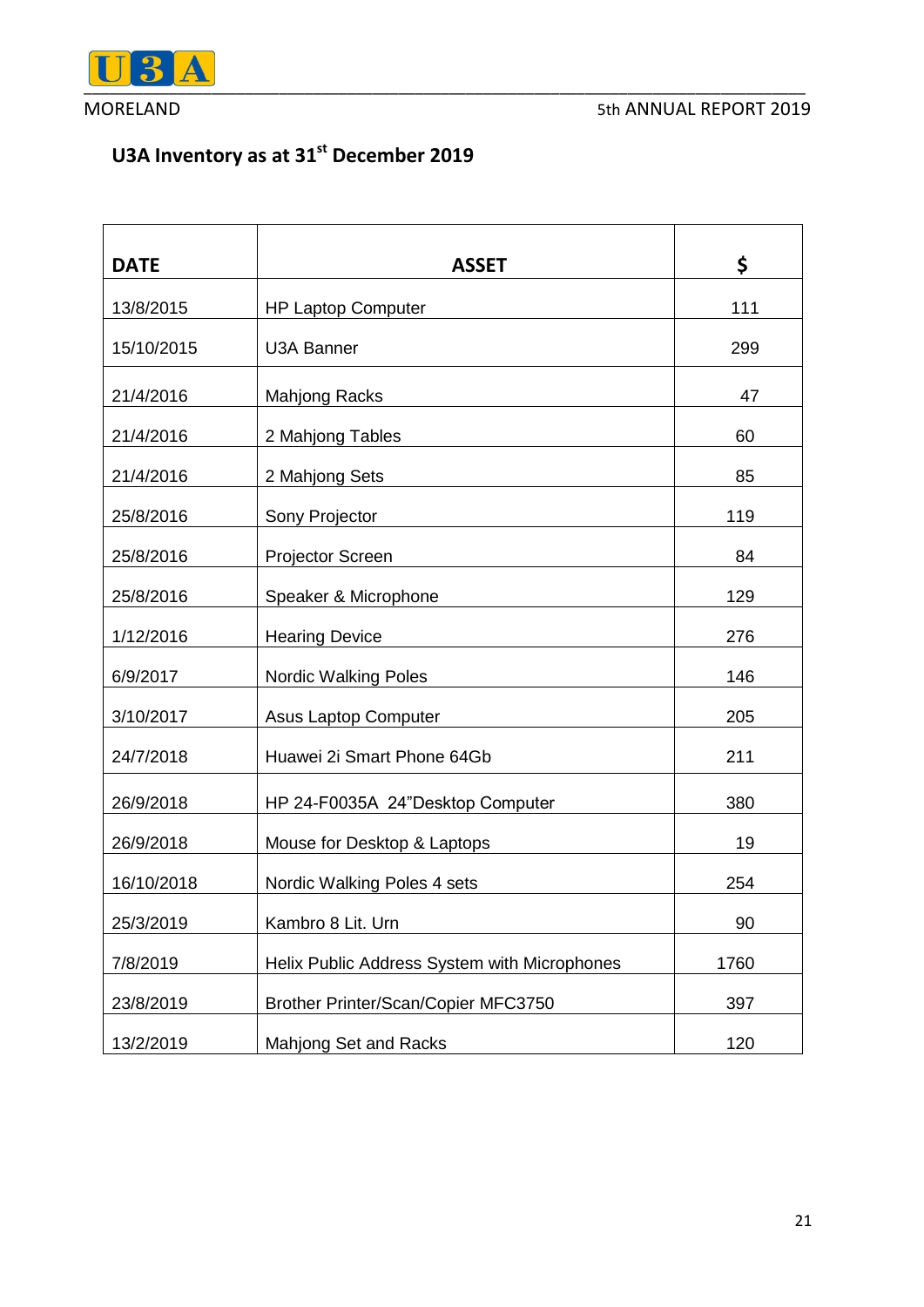## U3A Inventory as at 31st December 2019

| DATE | ASSET | $ |
|---|---|---|
| 13/8/2015 | HP Laptop Computer | 111 |
| 15/10/2015 | U3A Banner | 299 |
| 21/4/2016 | Mahjong Racks | 47 |
| 21/4/2016 | 2 Mahjong Tables | 60 |
| 21/4/2016 | 2 Mahjong Sets | 85 |
| 25/8/2016 | Sony Projector | 119 |
| 25/8/2016 | Projector Screen | 84 |
| 25/8/2016 | Speaker & Microphone | 129 |
| 1/12/2016 | Hearing Device | 276 |
| 6/9/2017 | Nordic Walking Poles | 146 |
| 3/10/2017 | Asus Laptop Computer | 205 |
| 24/7/2018 | Huawei 2i Smart Phone 64Gb | 211 |
| 26/9/2018 | HP 24-F0035A 24"Desktop Computer | 380 |
| 26/9/2018 | Mouse for Desktop & Laptops | 19 |
| 16/10/2018 | Nordic Walking Poles 4 sets | 254 |
| 25/3/2019 | Kambro 8 Lit. Urn | 90 |
| 7/8/2019 | Helix Public Address System with Microphones | 1760 |
| 23/8/2019 | Brother Printer/Scan/Copier MFC3750 | 397 |
| 13/2/2019 | Mahjong Set and Racks | 120 |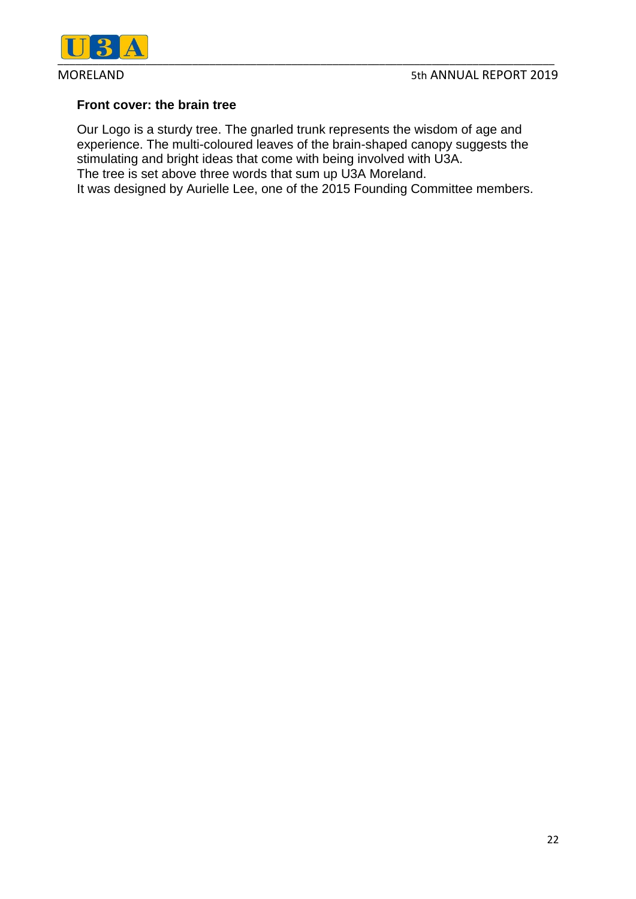**Front cover: the brain tree**

Our Logo is a sturdy tree. The gnarled trunk represents the wisdom of age and experience. The multi-coloured leaves of the brain-shaped canopy suggests the stimulating and bright ideas that come with being involved with U3A.
The tree is set above three words that sum up U3A Moreland.
It was designed by Aurielle Lee, one of the 2015 Founding Committee members.